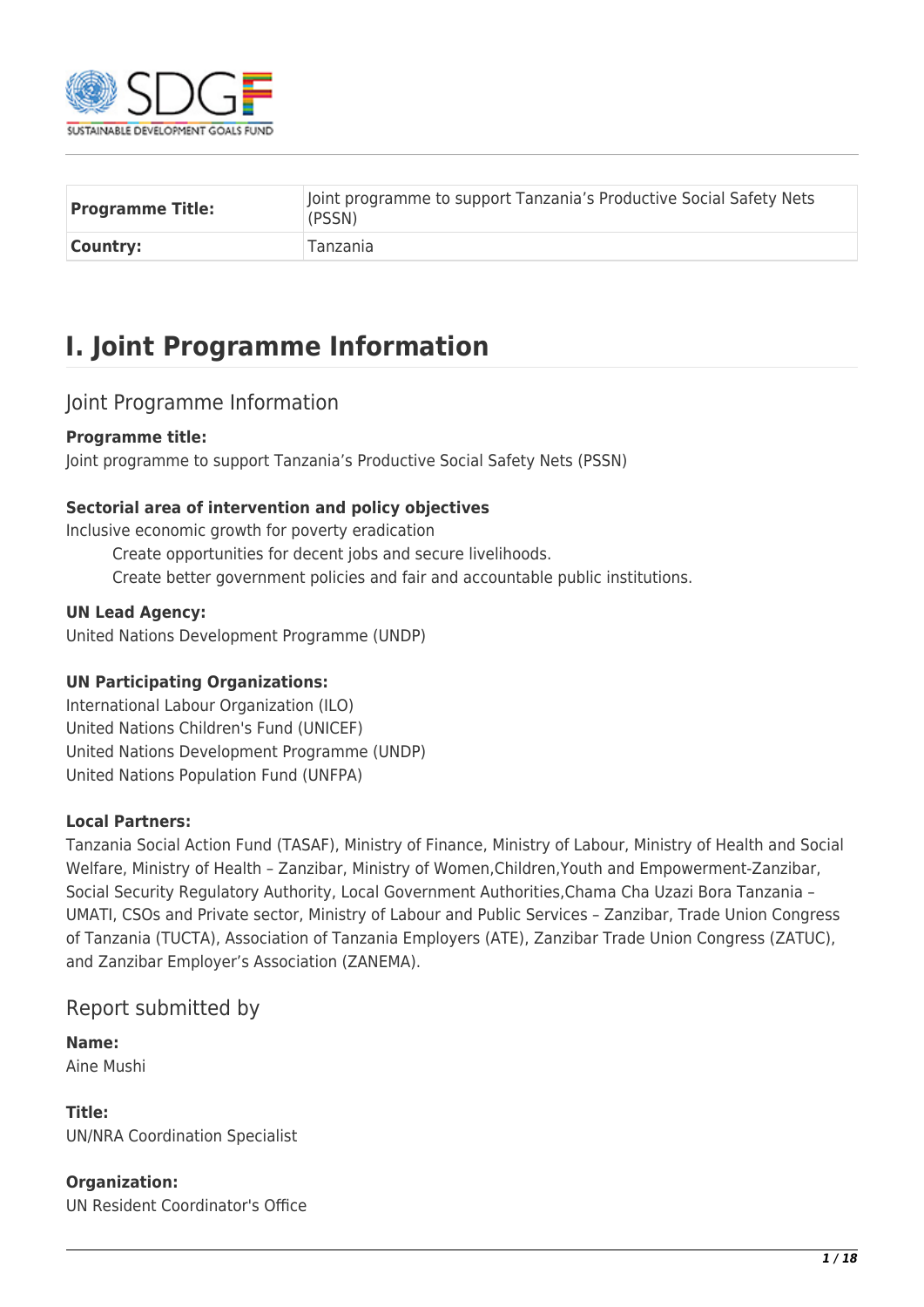| | |
|---|---|
| **Programme Title:** | Joint programme to support Tanzania's Productive Social Safety Nets (PSSN) |
| **Country:** | Tanzania |

# I. Joint Programme Information

## Joint Programme Information

**Programme title:**
Joint programme to support Tanzania's Productive Social Safety Nets (PSSN)

**Sectorial area of intervention and policy objectives**
Inclusive economic growth for poverty eradication

- Create opportunities for decent jobs and secure livelihoods.
- Create better government policies and fair and accountable public institutions.

**UN Lead Agency:**
United Nations Development Programme (UNDP)

**UN Participating Organizations:**
International Labour Organization (ILO)
United Nations Children's Fund (UNICEF)
United Nations Development Programme (UNDP)
United Nations Population Fund (UNFPA)

**Local Partners:**
Tanzania Social Action Fund (TASAF), Ministry of Finance, Ministry of Labour, Ministry of Health and Social Welfare, Ministry of Health – Zanzibar, Ministry of Women,Children,Youth and Empowerment-Zanzibar, Social Security Regulatory Authority, Local Government Authorities,Chama Cha Uzazi Bora Tanzania – UMATI, CSOs and Private sector, Ministry of Labour and Public Services – Zanzibar, Trade Union Congress of Tanzania (TUCTA), Association of Tanzania Employers (ATE), Zanzibar Trade Union Congress (ZATUC), and Zanzibar Employer's Association (ZANEMA).

## Report submitted by

**Name:**
Aine Mushi

**Title:**
UN/NRA Coordination Specialist

**Organization:**
UN Resident Coordinator's Office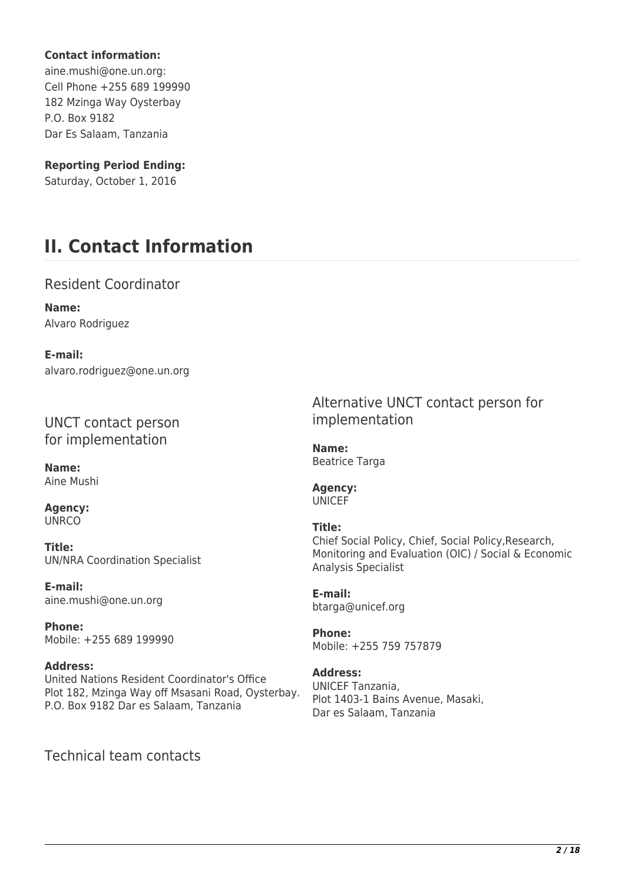**Contact information:**
aine.mushi@one.un.org:
Cell Phone +255 689 199990
182 Mzinga Way Oysterbay
P.O. Box 9182
Dar Es Salaam, Tanzania

**Reporting Period Ending:**
Saturday, October 1, 2016

# II. Contact Information

## Resident Coordinator

**Name:**
Alvaro Rodriguez

**E-mail:**
alvaro.rodriguez@one.un.org

## UNCT contact person for implementation

**Name:**
Aine Mushi

**Agency:**
UNRCO

**Title:**
UN/NRA Coordination Specialist

**E-mail:**
aine.mushi@one.un.org

**Phone:**
Mobile: +255 689 199990

**Address:**
United Nations Resident Coordinator's Office
Plot 182, Mzinga Way off Msasani Road, Oysterbay.
P.O. Box 9182 Dar es Salaam, Tanzania

## Alternative UNCT contact person for implementation

**Name:**
Beatrice Targa

**Agency:**
UNICEF

**Title:**
Chief Social Policy, Chief, Social Policy,Research, Monitoring and Evaluation (OIC) / Social & Economic Analysis Specialist

**E-mail:**
btarga@unicef.org

**Phone:**
Mobile: +255 759 757879

**Address:**
UNICEF Tanzania,
Plot 1403-1 Bains Avenue, Masaki,
Dar es Salaam, Tanzania

## Technical team contacts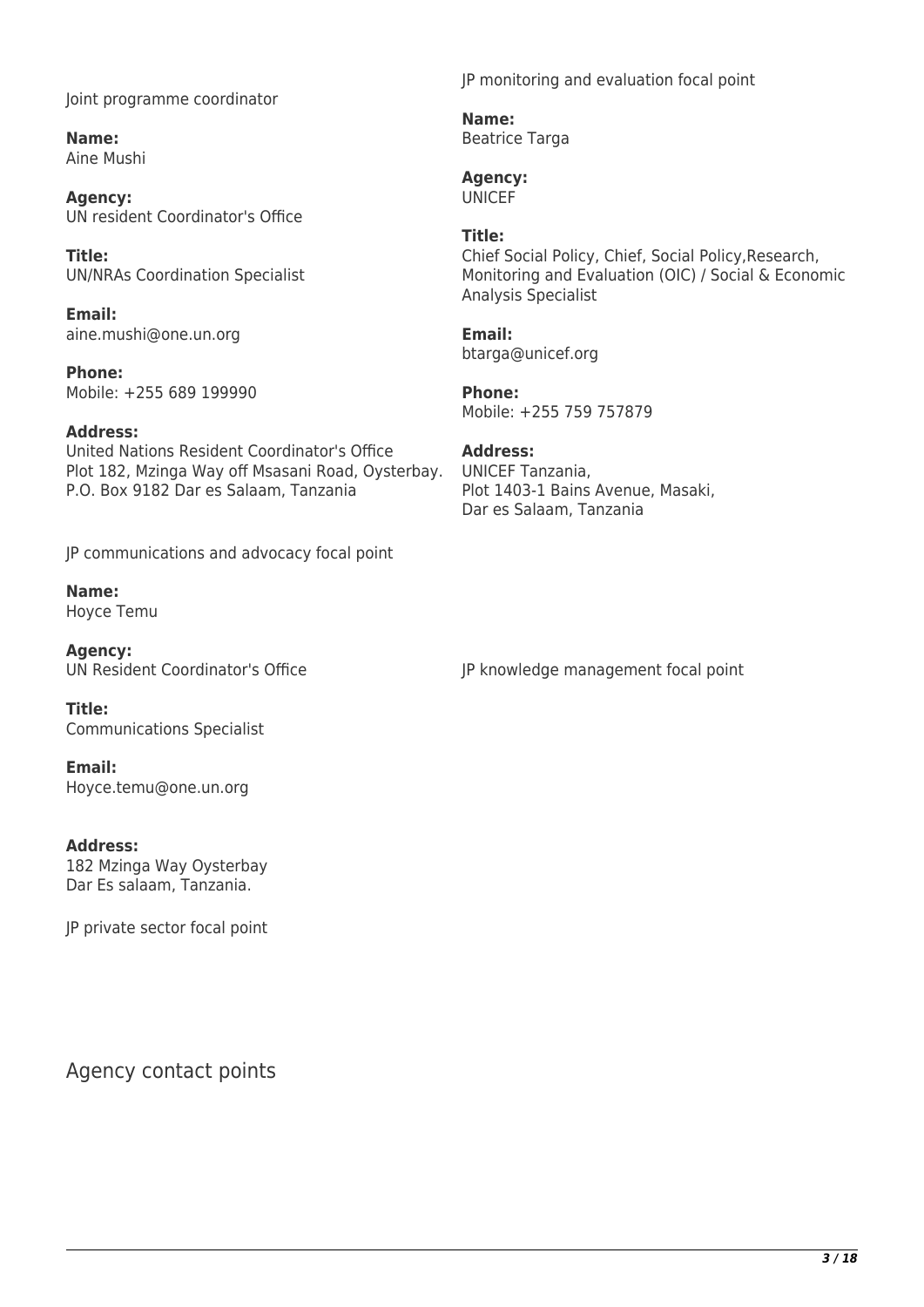Joint programme coordinator

**Name:**
Aine Mushi

**Agency:**
UN resident Coordinator's Office

**Title:**
UN/NRAs Coordination Specialist

**Email:**
aine.mushi@one.un.org

**Phone:**
Mobile: +255 689 199990

**Address:**
United Nations Resident Coordinator's Office
Plot 182, Mzinga Way off Msasani Road, Oysterbay.
P.O. Box 9182 Dar es Salaam, Tanzania

JP monitoring and evaluation focal point

**Name:**
Beatrice Targa

**Agency:**
UNICEF

**Title:**
Chief Social Policy, Chief, Social Policy,Research, Monitoring and Evaluation (OIC) / Social & Economic Analysis Specialist

**Email:**
btarga@unicef.org

**Phone:**
Mobile: +255 759 757879

**Address:**
UNICEF Tanzania,
Plot 1403-1 Bains Avenue, Masaki,
Dar es Salaam, Tanzania

JP communications and advocacy focal point

**Name:**
Hoyce Temu

**Agency:**
UN Resident Coordinator's Office

**Title:**
Communications Specialist

**Email:**
Hoyce.temu@one.un.org

**Address:**
182 Mzinga Way Oysterbay
Dar Es salaam, Tanzania.

JP knowledge management focal point

JP private sector focal point

## Agency contact points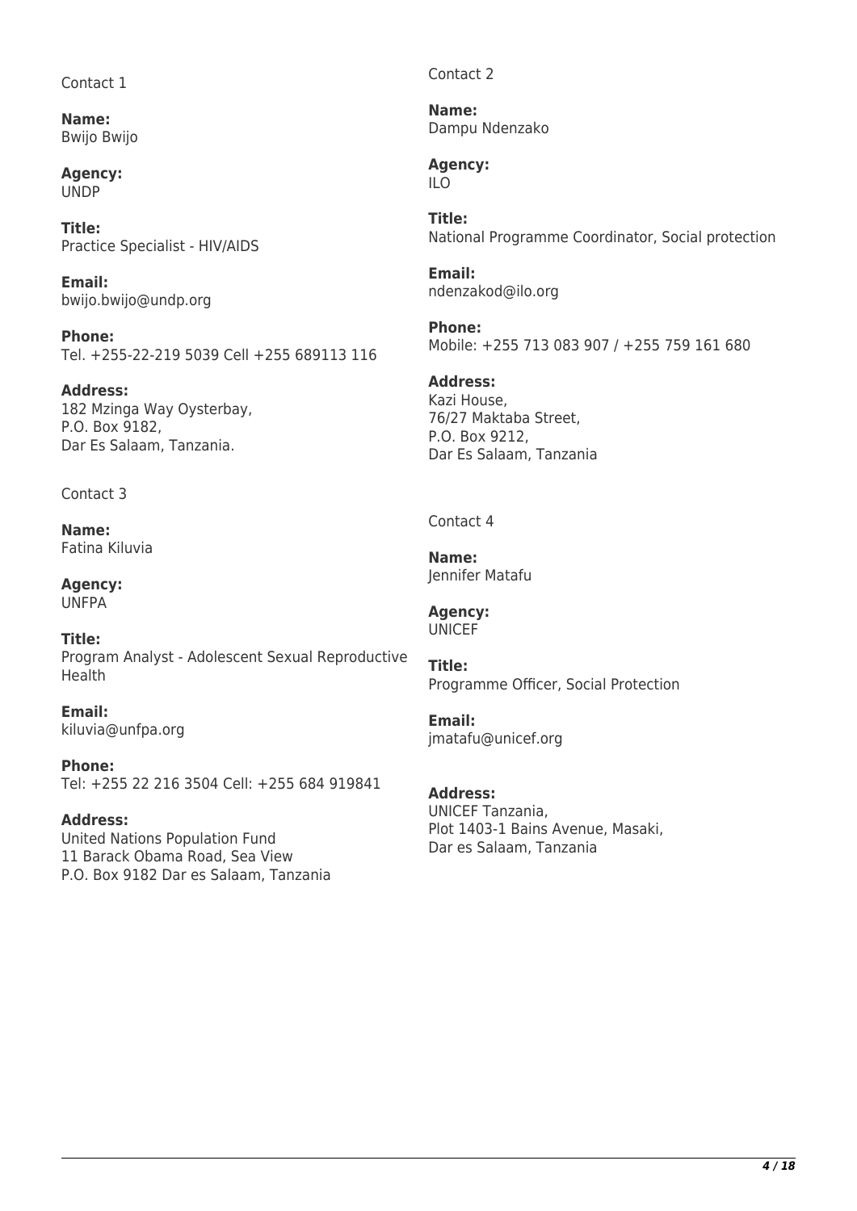Contact 1

**Name:**
Bwijo Bwijo

**Agency:**
UNDP

**Title:**
Practice Specialist - HIV/AIDS

**Email:**
bwijo.bwijo@undp.org

**Phone:**
Tel. +255-22-219 5039 Cell +255 689113 116

**Address:**
182 Mzinga Way Oysterbay,
P.O. Box 9182,
Dar Es Salaam, Tanzania.

Contact 2

**Name:**
Dampu Ndenzako

**Agency:**
ILO

**Title:**
National Programme Coordinator, Social protection

**Email:**
ndenzakod@ilo.org

**Phone:**
Mobile: +255 713 083 907 / +255 759 161 680

**Address:**
Kazi House,
76/27 Maktaba Street,
P.O. Box 9212,
Dar Es Salaam, Tanzania

Contact 3

**Name:**
Fatina Kiluvia

**Agency:**
UNFPA

**Title:**
Program Analyst - Adolescent Sexual Reproductive Health

**Email:**
kiluvia@unfpa.org

**Phone:**
Tel: +255 22 216 3504 Cell: +255 684 919841

**Address:**
United Nations Population Fund
11 Barack Obama Road, Sea View
P.O. Box 9182 Dar es Salaam, Tanzania

Contact 4

**Name:**
Jennifer Matafu

**Agency:**
UNICEF

**Title:**
Programme Officer, Social Protection

**Email:**
jmatafu@unicef.org

**Address:**
UNICEF Tanzania,
Plot 1403-1 Bains Avenue, Masaki,
Dar es Salaam, Tanzania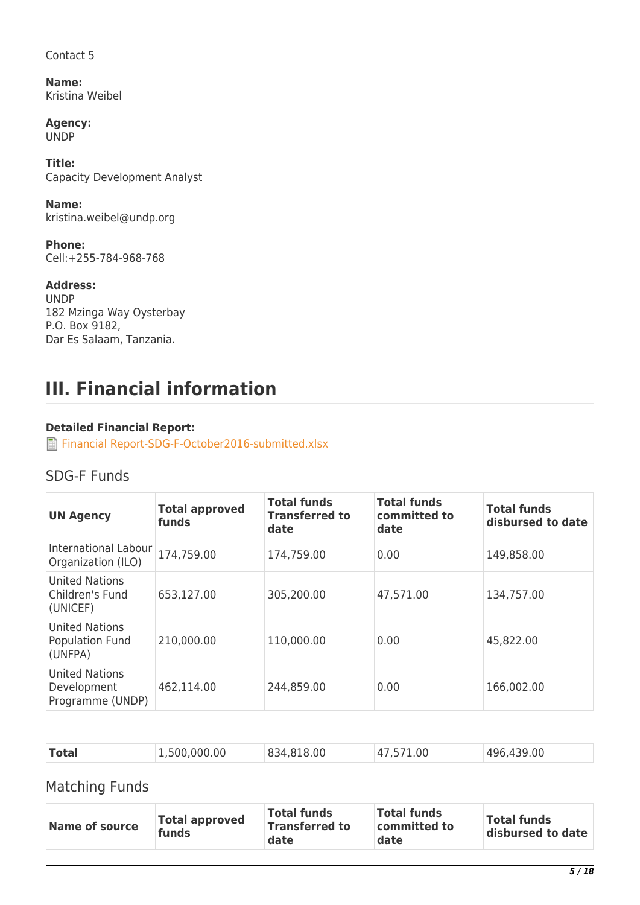Contact 5

**Name:**
Kristina Weibel

**Agency:**
UNDP

**Title:**
Capacity Development Analyst

**Name:**
kristina.weibel@undp.org

**Phone:**
Cell:+255-784-968-768

**Address:**
UNDP
182 Mzinga Way Oysterbay
P.O. Box 9182,
Dar Es Salaam, Tanzania.

# III. Financial information

**Detailed Financial Report:**
Financial Report-SDG-F-October2016-submitted.xlsx

## SDG-F Funds

| UN Agency | Total approved funds | Total funds Transferred to date | Total funds committed to date | Total funds disbursed to date |
|---|---|---|---|---|
| International Labour Organization (ILO) | 174,759.00 | 174,759.00 | 0.00 | 149,858.00 |
| United Nations Children's Fund (UNICEF) | 653,127.00 | 305,200.00 | 47,571.00 | 134,757.00 |
| United Nations Population Fund (UNFPA) | 210,000.00 | 110,000.00 | 0.00 | 45,822.00 |
| United Nations Development Programme (UNDP) | 462,114.00 | 244,859.00 | 0.00 | 166,002.00 |

| | | | | |
|---|---|---|---|---|
| **Total** | 1,500,000.00 | 834,818.00 | 47,571.00 | 496,439.00 |

## Matching Funds

| Name of source | Total approved funds | Total funds Transferred to date | Total funds committed to date | Total funds disbursed to date |
|---|---|---|---|---|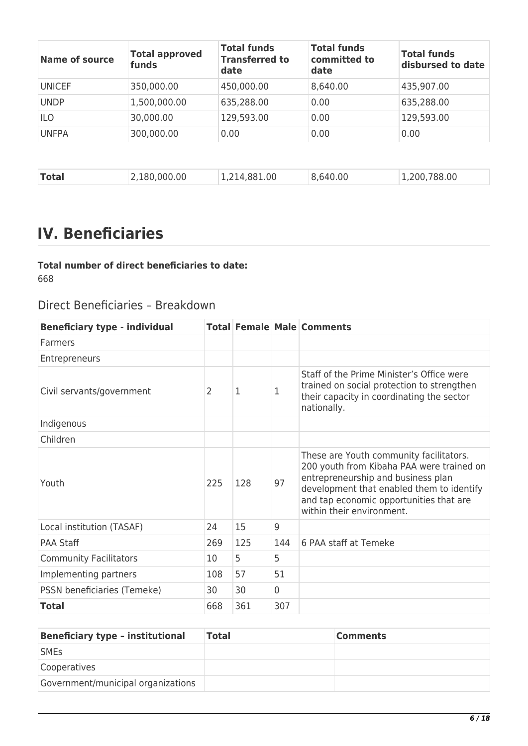| Name of source | Total approved funds | Total funds Transferred to date | Total funds committed to date | Total funds disbursed to date |
|---|---|---|---|---|
| UNICEF | 350,000.00 | 450,000.00 | 8,640.00 | 435,907.00 |
| UNDP | 1,500,000.00 | 635,288.00 | 0.00 | 635,288.00 |
| ILO | 30,000.00 | 129,593.00 | 0.00 | 129,593.00 |
| UNFPA | 300,000.00 | 0.00 | 0.00 | 0.00 |
| **Total** | 2,180,000.00 | 1,214,881.00 | 8,640.00 | 1,200,788.00 |

# IV. Beneficiaries

**Total number of direct beneficiaries to date:**
668

## Direct Beneficiaries – Breakdown

| Beneficiary type - individual | Total | Female | Male | Comments |
|---|---|---|---|---|
| Farmers | | | | |
| Entrepreneurs | | | | |
| Civil servants/government | 2 | 1 | 1 | Staff of the Prime Minister's Office were trained on social protection to strengthen their capacity in coordinating the sector nationally. |
| Indigenous | | | | |
| Children | | | | |
| Youth | 225 | 128 | 97 | These are Youth community facilitators. 200 youth from Kibaha PAA were trained on entrepreneurship and business plan development that enabled them to identify and tap economic opportunities that are within their environment. |
| Local institution (TASAF) | 24 | 15 | 9 | |
| PAA Staff | 269 | 125 | 144 | 6 PAA staff at Temeke |
| Community Facilitators | 10 | 5 | 5 | |
| Implementing partners | 108 | 57 | 51 | |
| PSSN beneficiaries (Temeke) | 30 | 30 | 0 | |
| **Total** | 668 | 361 | 307 | |

| Beneficiary type – institutional | Total | Comments |
|---|---|---|
| SMEs | | |
| Cooperatives | | |
| Government/municipal organizations | | |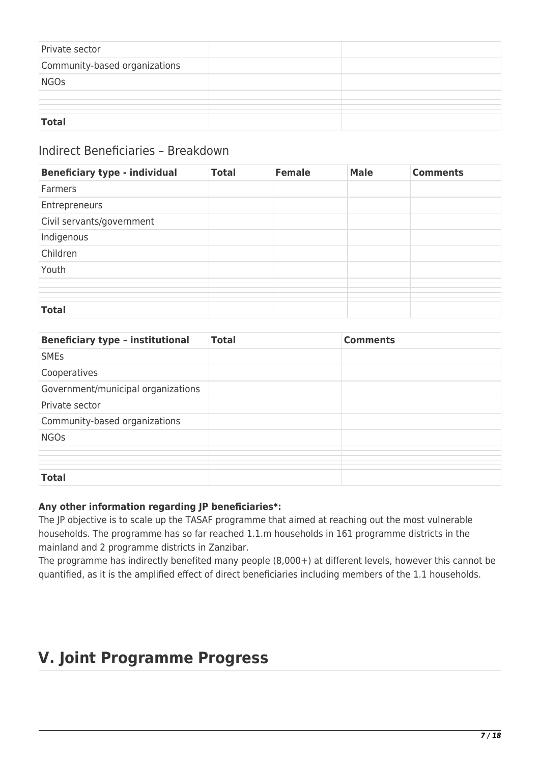| | | |
|---|---|---|
| Private sector | | |
| Community-based organizations | | |
| NGOs | | |
| | | |
| | | |
| | | |
| | | |
| **Total** | | |

## Indirect Beneficiaries – Breakdown

| Beneficiary type - individual | Total | Female | Male | Comments |
|---|---|---|---|---|
| Farmers | | | | |
| Entrepreneurs | | | | |
| Civil servants/government | | | | |
| Indigenous | | | | |
| Children | | | | |
| Youth | | | | |
| | | | | |
| | | | | |
| | | | | |
| | | | | |
| **Total** | | | | |

| Beneficiary type – institutional | Total | Comments |
|---|---|---|
| SMEs | | |
| Cooperatives | | |
| Government/municipal organizations | | |
| Private sector | | |
| Community-based organizations | | |
| NGOs | | |
| | | |
| | | |
| | | |
| | | |
| **Total** | | |

**Any other information regarding JP beneficiaries*:**

The JP objective is to scale up the TASAF programme that aimed at reaching out the most vulnerable households. The programme has so far reached 1.1.m households in 161 programme districts in the mainland and 2 programme districts in Zanzibar.

The programme has indirectly benefited many people (8,000+) at different levels, however this cannot be quantified, as it is the amplified effect of direct beneficiaries including members of the 1.1 households.

# V. Joint Programme Progress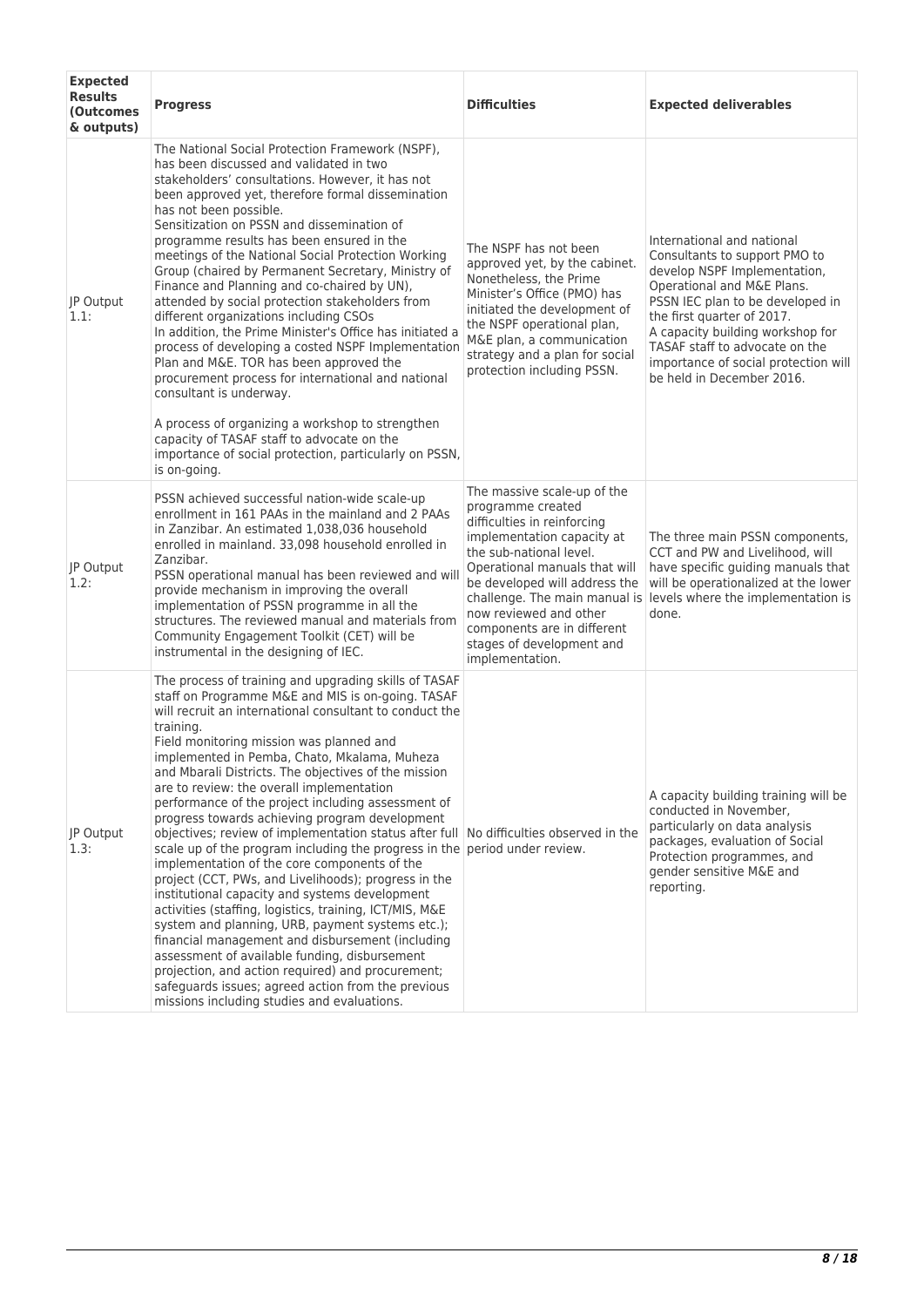| Expected Results (Outcomes & outputs) | Progress | Difficulties | Expected deliverables |
|---|---|---|---|
| JP Output 1.1: | The National Social Protection Framework (NSPF), has been discussed and validated in two stakeholders' consultations. However, it has not been approved yet, therefore formal dissemination has not been possible.<br>Sensitization on PSSN and dissemination of programme results has been ensured in the meetings of the National Social Protection Working Group (chaired by Permanent Secretary, Ministry of Finance and Planning and co-chaired by UN), attended by social protection stakeholders from different organizations including CSOs<br>In addition, the Prime Minister's Office has initiated a process of developing a costed NSPF Implementation Plan and M&E. TOR has been approved the procurement process for international and national consultant is underway.<br><br>A process of organizing a workshop to strengthen capacity of TASAF staff to advocate on the importance of social protection, particularly on PSSN, is on-going. | The NSPF has not been approved yet, by the cabinet. Nonetheless, the Prime Minister's Office (PMO) has initiated the development of the NSPF operational plan, M&E plan, a communication strategy and a plan for social protection including PSSN. | International and national Consultants to support PMO to develop NSPF Implementation, Operational and M&E Plans.<br>PSSN IEC plan to be developed in the first quarter of 2017.<br>A capacity building workshop for TASAF staff to advocate on the importance of social protection will be held in December 2016. |
| JP Output 1.2: | PSSN achieved successful nation-wide scale-up enrollment in 161 PAAs in the mainland and 2 PAAs in Zanzibar. An estimated 1,038,036 household enrolled in mainland. 33,098 household enrolled in Zanzibar.<br>PSSN operational manual has been reviewed and will provide mechanism in improving the overall implementation of PSSN programme in all the structures. The reviewed manual and materials from Community Engagement Toolkit (CET) will be instrumental in the designing of IEC. | The massive scale-up of the programme created difficulties in reinforcing implementation capacity at the sub-national level. Operational manuals that will be developed will address the challenge. The main manual is now reviewed and other components are in different stages of development and implementation. | The three main PSSN components, CCT and PW and Livelihood, will have specific guiding manuals that will be operationalized at the lower levels where the implementation is done. |
| JP Output 1.3: | The process of training and upgrading skills of TASAF staff on Programme M&E and MIS is on-going. TASAF will recruit an international consultant to conduct the training.<br>Field monitoring mission was planned and implemented in Pemba, Chato, Mkalama, Muheza and Mbarali Districts. The objectives of the mission are to review: the overall implementation performance of the project including assessment of progress towards achieving program development objectives; review of implementation status after full scale up of the program including the progress in the implementation of the core components of the project (CCT, PWs, and Livelihoods); progress in the institutional capacity and systems development activities (staffing, logistics, training, ICT/MIS, M&E system and planning, URB, payment systems etc.); financial management and disbursement (including assessment of available funding, disbursement projection, and action required) and procurement; safeguards issues; agreed action from the previous missions including studies and evaluations. | No difficulties observed in the period under review. | A capacity building training will be conducted in November, particularly on data analysis packages, evaluation of Social Protection programmes, and gender sensitive M&E and reporting. |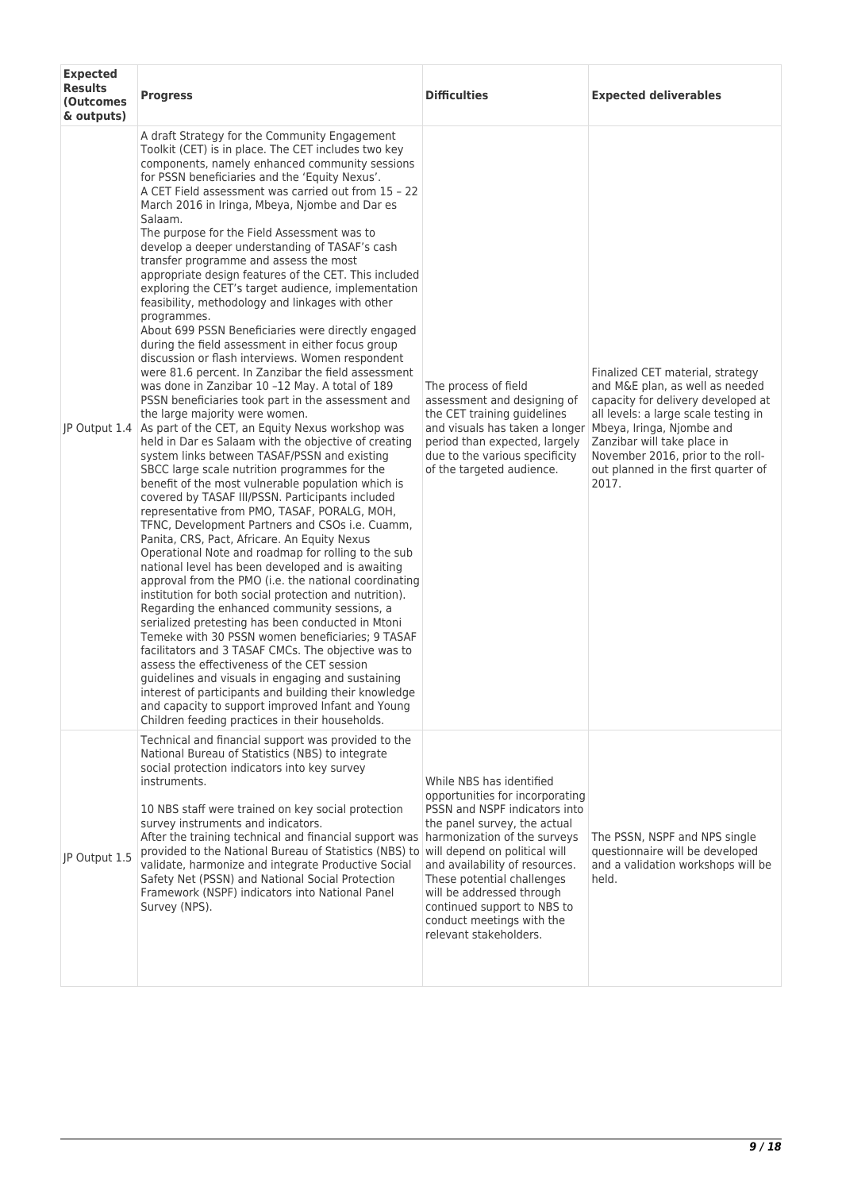| **Expected Results (Outcomes & outputs)** | **Progress** | **Difficulties** | **Expected deliverables** |
|---|---|---|---|
| JP Output 1.4 | A draft Strategy for the Community Engagement Toolkit (CET) is in place. The CET includes two key components, namely enhanced community sessions for PSSN beneficiaries and the 'Equity Nexus'.<br>A CET Field assessment was carried out from 15 – 22 March 2016 in Iringa, Mbeya, Njombe and Dar es Salaam.<br>The purpose for the Field Assessment was to develop a deeper understanding of TASAF's cash transfer programme and assess the most appropriate design features of the CET. This included exploring the CET's target audience, implementation feasibility, methodology and linkages with other programmes.<br>About 699 PSSN Beneficiaries were directly engaged during the field assessment in either focus group discussion or flash interviews. Women respondent were 81.6 percent. In Zanzibar the field assessment was done in Zanzibar 10 –12 May. A total of 189 PSSN beneficiaries took part in the assessment and the large majority were women.<br>As part of the CET, an Equity Nexus workshop was held in Dar es Salaam with the objective of creating system links between TASAF/PSSN and existing SBCC large scale nutrition programmes for the benefit of the most vulnerable population which is covered by TASAF III/PSSN. Participants included representative from PMO, TASAF, PORALG, MOH, TFNC, Development Partners and CSOs i.e. Cuamm, Panita, CRS, Pact, Africare. An Equity Nexus Operational Note and roadmap for rolling to the sub national level has been developed and is awaiting approval from the PMO (i.e. the national coordinating institution for both social protection and nutrition).<br>Regarding the enhanced community sessions, a serialized pretesting has been conducted in Mtoni Temeke with 30 PSSN women beneficiaries; 9 TASAF facilitators and 3 TASAF CMCs. The objective was to assess the effectiveness of the CET session guidelines and visuals in engaging and sustaining interest of participants and building their knowledge and capacity to support improved Infant and Young Children feeding practices in their households. | The process of field assessment and designing of the CET training guidelines and visuals has taken a longer period than expected, largely due to the various specificity of the targeted audience. | Finalized CET material, strategy and M&E plan, as well as needed capacity for delivery developed at all levels: a large scale testing in Mbeya, Iringa, Njombe and Zanzibar will take place in November 2016, prior to the roll-out planned in the first quarter of 2017. |
| JP Output 1.5 | Technical and financial support was provided to the National Bureau of Statistics (NBS) to integrate social protection indicators into key survey instruments.<br><br>10 NBS staff were trained on key social protection survey instruments and indicators.<br>After the training technical and financial support was provided to the National Bureau of Statistics (NBS) to validate, harmonize and integrate Productive Social Safety Net (PSSN) and National Social Protection Framework (NSPF) indicators into National Panel Survey (NPS). | While NBS has identified opportunities for incorporating PSSN and NSPF indicators into the panel survey, the actual harmonization of the surveys will depend on political will and availability of resources. These potential challenges will be addressed through continued support to NBS to conduct meetings with the relevant stakeholders. | The PSSN, NSPF and NPS single questionnaire will be developed and a validation workshops will be held. |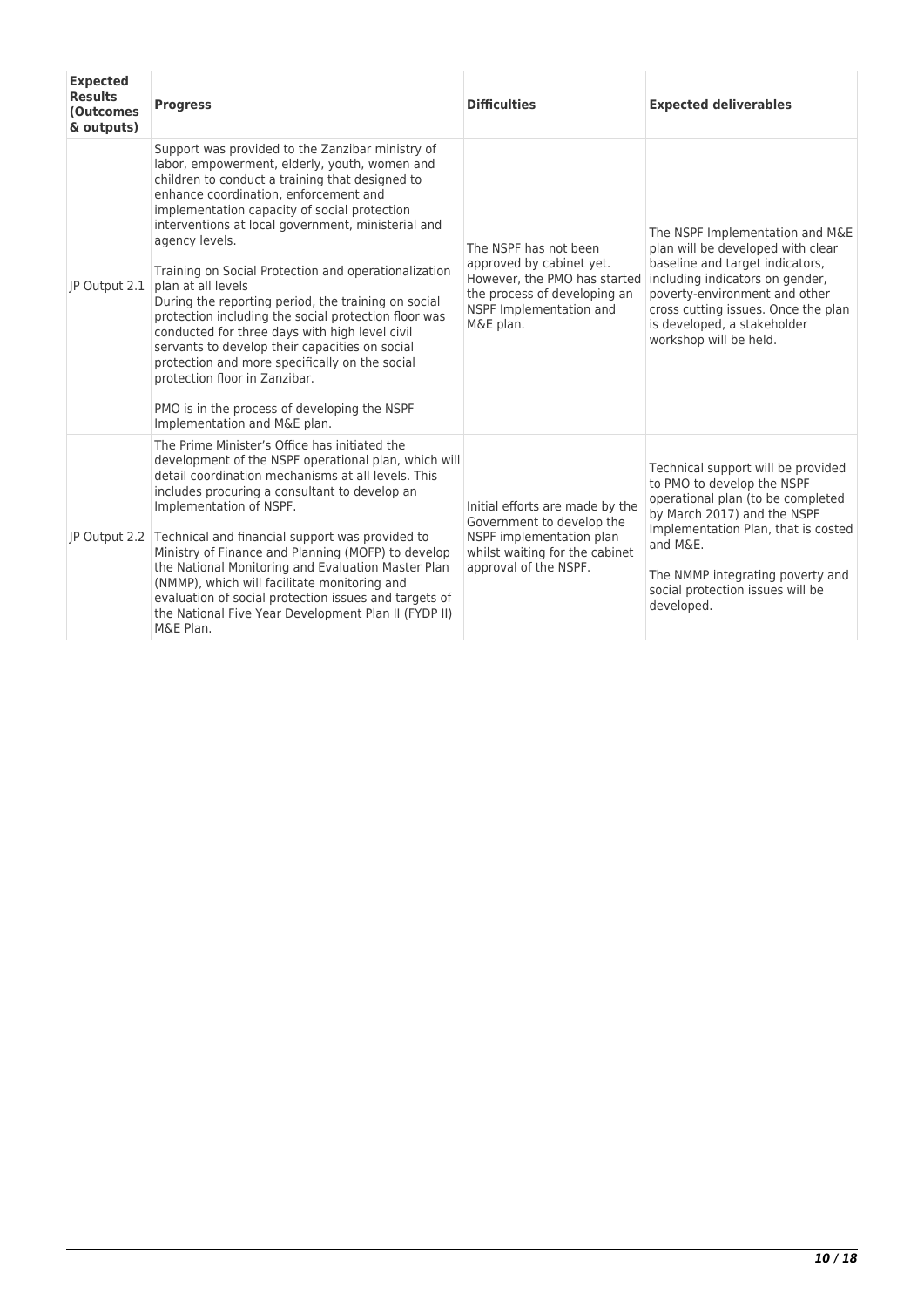| **Expected Results (Outcomes & outputs)** | **Progress** | **Difficulties** | **Expected deliverables** |
|---|---|---|---|
| JP Output 2.1 | Support was provided to the Zanzibar ministry of labor, empowerment, elderly, youth, women and children to conduct a training that designed to enhance coordination, enforcement and implementation capacity of social protection interventions at local government, ministerial and agency levels.<br><br>Training on Social Protection and operationalization plan at all levels<br>During the reporting period, the training on social protection including the social protection floor was conducted for three days with high level civil servants to develop their capacities on social protection and more specifically on the social protection floor in Zanzibar.<br><br>PMO is in the process of developing the NSPF Implementation and M&E plan. | The NSPF has not been approved by cabinet yet. However, the PMO has started the process of developing an NSPF Implementation and M&E plan. | The NSPF Implementation and M&E plan will be developed with clear baseline and target indicators, including indicators on gender, poverty-environment and other cross cutting issues. Once the plan is developed, a stakeholder workshop will be held. |
| JP Output 2.2 | The Prime Minister's Office has initiated the development of the NSPF operational plan, which will detail coordination mechanisms at all levels. This includes procuring a consultant to develop an Implementation of NSPF.<br><br>Technical and financial support was provided to Ministry of Finance and Planning (MOFP) to develop the National Monitoring and Evaluation Master Plan (NMMP), which will facilitate monitoring and evaluation of social protection issues and targets of the National Five Year Development Plan II (FYDP II) M&E Plan. | Initial efforts are made by the Government to develop the NSPF implementation plan whilst waiting for the cabinet approval of the NSPF. | Technical support will be provided to PMO to develop the NSPF operational plan (to be completed by March 2017) and the NSPF Implementation Plan, that is costed and M&E.<br><br>The NMMP integrating poverty and social protection issues will be developed. |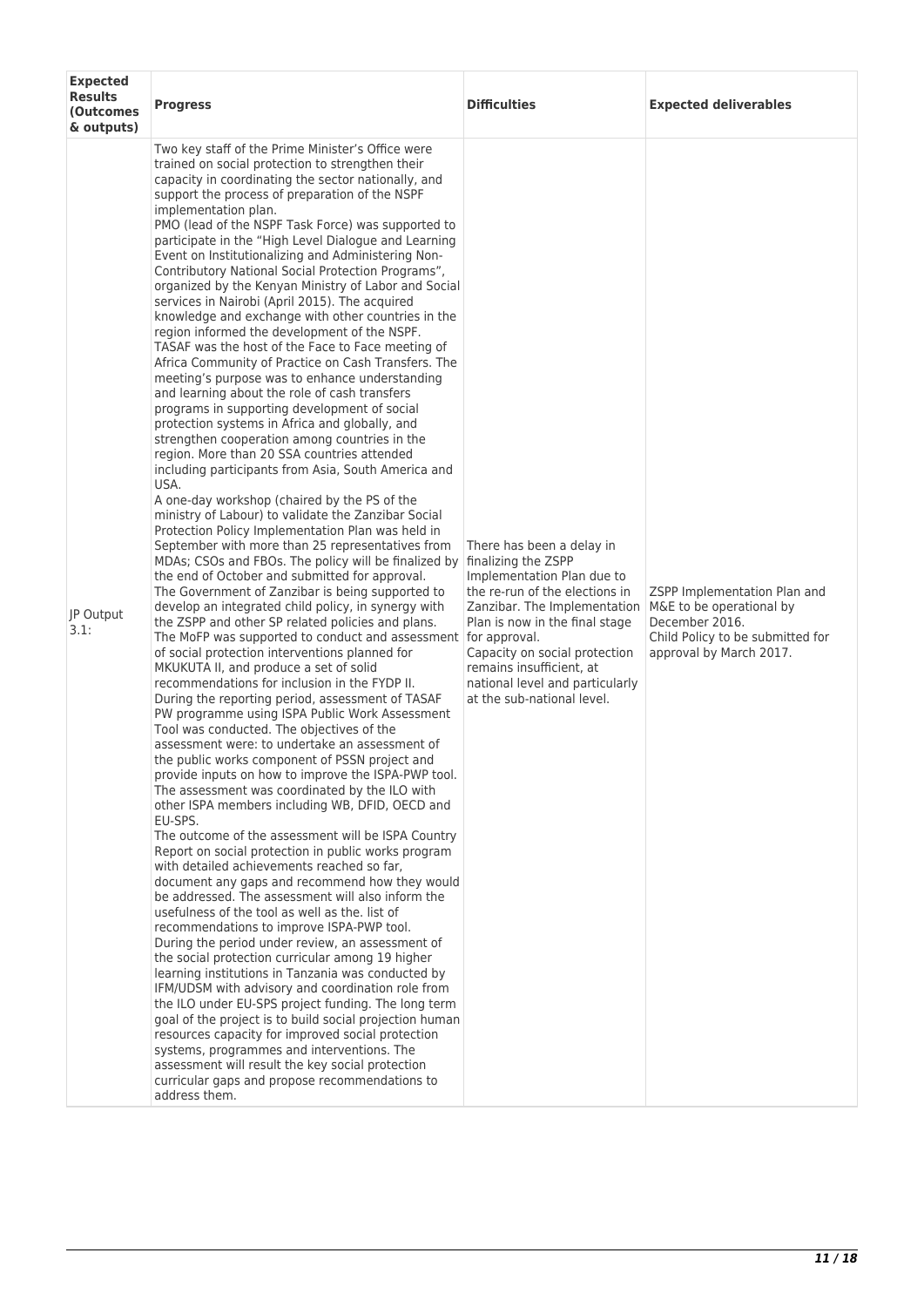| Expected Results (Outcomes & outputs) | Progress | Difficulties | Expected deliverables |
|---|---|---|---|
| JP Output 3.1: | Two key staff of the Prime Minister's Office were trained on social protection to strengthen their capacity in coordinating the sector nationally, and support the process of preparation of the NSPF implementation plan.<br>PMO (lead of the NSPF Task Force) was supported to participate in the "High Level Dialogue and Learning Event on Institutionalizing and Administering Non-Contributory National Social Protection Programs", organized by the Kenyan Ministry of Labor and Social services in Nairobi (April 2015). The acquired knowledge and exchange with other countries in the region informed the development of the NSPF.<br>TASAF was the host of the Face to Face meeting of Africa Community of Practice on Cash Transfers. The meeting's purpose was to enhance understanding and learning about the role of cash transfers programs in supporting development of social protection systems in Africa and globally, and strengthen cooperation among countries in the region. More than 20 SSA countries attended including participants from Asia, South America and USA.<br>A one-day workshop (chaired by the PS of the ministry of Labour) to validate the Zanzibar Social Protection Policy Implementation Plan was held in September with more than 25 representatives from MDAs; CSOs and FBOs. The policy will be finalized by the end of October and submitted for approval.<br>The Government of Zanzibar is being supported to develop an integrated child policy, in synergy with the ZSPP and other SP related policies and plans.<br>The MoFP was supported to conduct and assessment of social protection interventions planned for MKUKUTA II, and produce a set of solid recommendations for inclusion in the FYDP II.<br>During the reporting period, assessment of TASAF PW programme using ISPA Public Work Assessment Tool was conducted. The objectives of the assessment were: to undertake an assessment of the public works component of PSSN project and provide inputs on how to improve the ISPA-PWP tool. The assessment was coordinated by the ILO with other ISPA members including WB, DFID, OECD and EU-SPS.<br>The outcome of the assessment will be ISPA Country Report on social protection in public works program with detailed achievements reached so far, document any gaps and recommend how they would be addressed. The assessment will also inform the usefulness of the tool as well as the. list of recommendations to improve ISPA-PWP tool.<br>During the period under review, an assessment of the social protection curricular among 19 higher learning institutions in Tanzania was conducted by IFM/UDSM with advisory and coordination role from the ILO under EU-SPS project funding. The long term goal of the project is to build social projection human resources capacity for improved social protection systems, programmes and interventions. The assessment will result the key social protection curricular gaps and propose recommendations to address them. | There has been a delay in finalizing the ZSPP Implementation Plan due to the re-run of the elections in Zanzibar. The Implementation Plan is now in the final stage for approval.<br>Capacity on social protection remains insufficient, at national level and particularly at the sub-national level. | ZSPP Implementation Plan and M&E to be operational by December 2016.<br>Child Policy to be submitted for approval by March 2017. |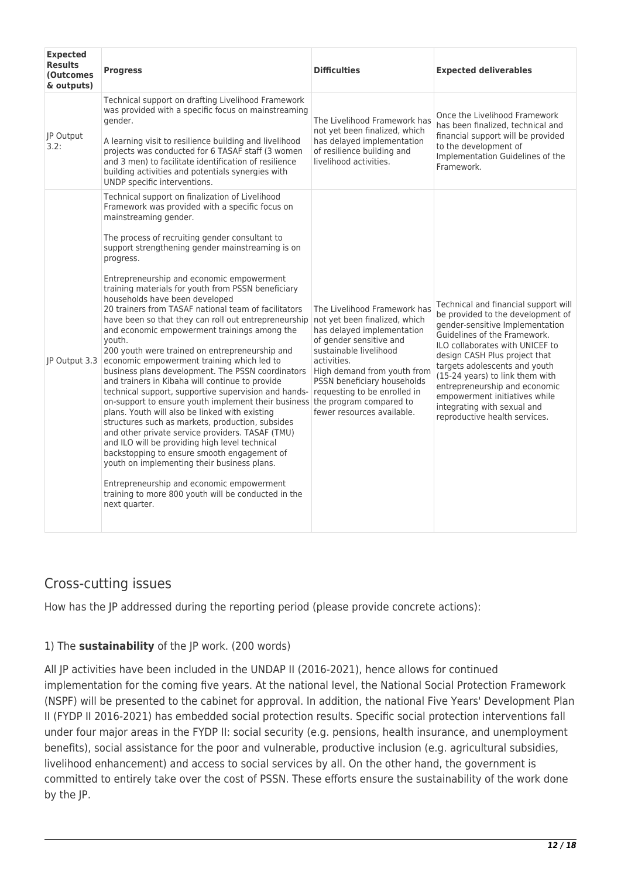| Expected Results (Outcomes & outputs) | Progress | Difficulties | Expected deliverables |
|---|---|---|---|
| JP Output 3.2: | Technical support on drafting Livelihood Framework was provided with a specific focus on mainstreaming gender.<br><br>A learning visit to resilience building and livelihood projects was conducted for 6 TASAF staff (3 women and 3 men) to facilitate identification of resilience building activities and potentials synergies with UNDP specific interventions. | The Livelihood Framework has not yet been finalized, which has delayed implementation of resilience building and livelihood activities. | Once the Livelihood Framework has been finalized, technical and financial support will be provided to the development of Implementation Guidelines of the Framework. |
| JP Output 3.3 | Technical support on finalization of Livelihood Framework was provided with a specific focus on mainstreaming gender.<br><br>The process of recruiting gender consultant to support strengthening gender mainstreaming is on progress.<br><br>Entrepreneurship and economic empowerment training materials for youth from PSSN beneficiary households have been developed<br>20 trainers from TASAF national team of facilitators have been so that they can roll out entrepreneurship and economic empowerment trainings among the youth.<br>200 youth were trained on entrepreneurship and economic empowerment training which led to business plans development. The PSSN coordinators and trainers in Kibaha will continue to provide technical support, supportive supervision and hands-on-support to ensure youth implement their business plans. Youth will also be linked with existing structures such as markets, production, subsides and other private service providers. TASAF (TMU) and ILO will be providing high level technical backstopping to ensure smooth engagement of youth on implementing their business plans.<br><br>Entrepreneurship and economic empowerment training to more 800 youth will be conducted in the next quarter. | The Livelihood Framework has not yet been finalized, which has delayed implementation of gender sensitive and sustainable livelihood activities.<br>High demand from youth from PSSN beneficiary households requesting to be enrolled in the program compared to fewer resources available. | Technical and financial support will be provided to the development of gender-sensitive Implementation Guidelines of the Framework.<br>ILO collaborates with UNICEF to design CASH Plus project that targets adolescents and youth (15-24 years) to link them with entrepreneurship and economic empowerment initiatives while integrating with sexual and reproductive health services. |

## Cross-cutting issues

How has the JP addressed during the reporting period (please provide concrete actions):

1) The **sustainability** of the JP work. (200 words)

All JP activities have been included in the UNDAP II (2016-2021), hence allows for continued implementation for the coming five years. At the national level, the National Social Protection Framework (NSPF) will be presented to the cabinet for approval. In addition, the national Five Years' Development Plan II (FYDP II 2016-2021) has embedded social protection results. Specific social protection interventions fall under four major areas in the FYDP II: social security (e.g. pensions, health insurance, and unemployment benefits), social assistance for the poor and vulnerable, productive inclusion (e.g. agricultural subsidies, livelihood enhancement) and access to social services by all. On the other hand, the government is committed to entirely take over the cost of PSSN. These efforts ensure the sustainability of the work done by the JP.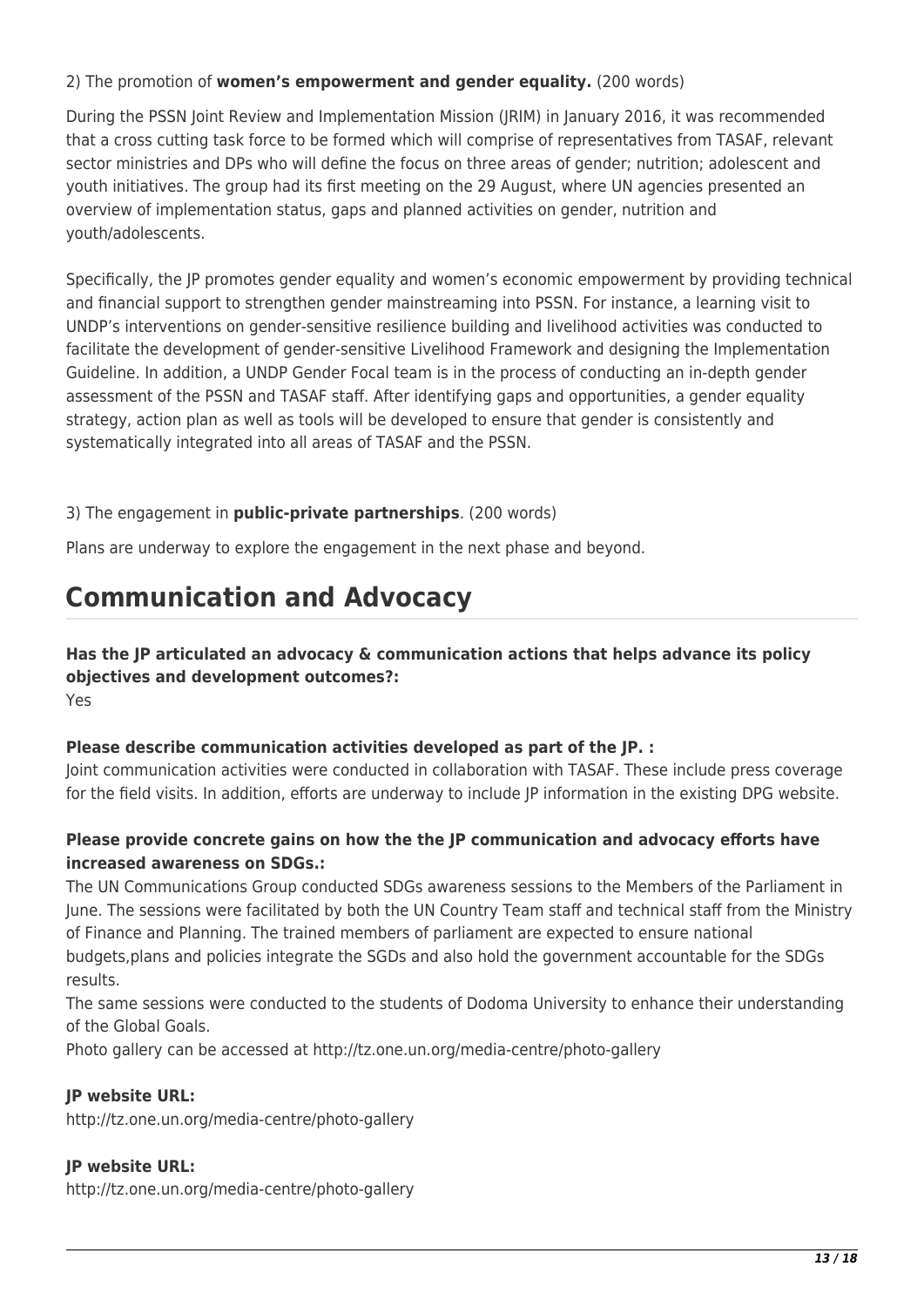2) The promotion of **women's empowerment and gender equality.** (200 words)

During the PSSN Joint Review and Implementation Mission (JRIM) in January 2016, it was recommended that a cross cutting task force to be formed which will comprise of representatives from TASAF, relevant sector ministries and DPs who will define the focus on three areas of gender; nutrition; adolescent and youth initiatives. The group had its first meeting on the 29 August, where UN agencies presented an overview of implementation status, gaps and planned activities on gender, nutrition and youth/adolescents.

Specifically, the JP promotes gender equality and women's economic empowerment by providing technical and financial support to strengthen gender mainstreaming into PSSN. For instance, a learning visit to UNDP's interventions on gender-sensitive resilience building and livelihood activities was conducted to facilitate the development of gender-sensitive Livelihood Framework and designing the Implementation Guideline. In addition, a UNDP Gender Focal team is in the process of conducting an in-depth gender assessment of the PSSN and TASAF staff. After identifying gaps and opportunities, a gender equality strategy, action plan as well as tools will be developed to ensure that gender is consistently and systematically integrated into all areas of TASAF and the PSSN.

3) The engagement in **public-private partnerships**. (200 words)

Plans are underway to explore the engagement in the next phase and beyond.

# Communication and Advocacy

**Has the JP articulated an advocacy & communication actions that helps advance its policy objectives and development outcomes?:**
Yes

**Please describe communication activities developed as part of the JP. :**
Joint communication activities were conducted in collaboration with TASAF. These include press coverage for the field visits. In addition, efforts are underway to include JP information in the existing DPG website.

**Please provide concrete gains on how the the JP communication and advocacy efforts have increased awareness on SDGs.:**
The UN Communications Group conducted SDGs awareness sessions to the Members of the Parliament in June. The sessions were facilitated by both the UN Country Team staff and technical staff from the Ministry of Finance and Planning. The trained members of parliament are expected to ensure national budgets,plans and policies integrate the SGDs and also hold the government accountable for the SDGs results.
The same sessions were conducted to the students of Dodoma University to enhance their understanding of the Global Goals.
Photo gallery can be accessed at http://tz.one.un.org/media-centre/photo-gallery

**JP website URL:**
http://tz.one.un.org/media-centre/photo-gallery

**JP website URL:**
http://tz.one.un.org/media-centre/photo-gallery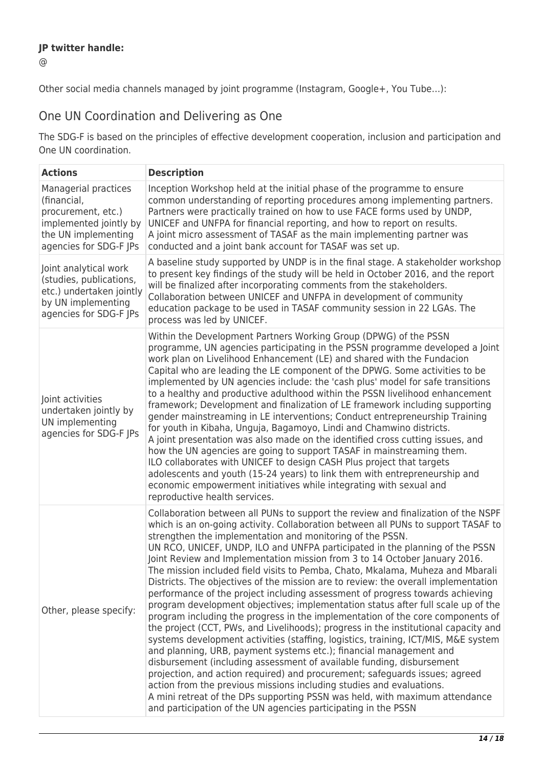**JP twitter handle:**

@

Other social media channels managed by joint programme (Instagram, Google+, You Tube…):

## One UN Coordination and Delivering as One

The SDG-F is based on the principles of effective development cooperation, inclusion and participation and One UN coordination.

| Actions | Description |
| --- | --- |
| Managerial practices (financial, procurement, etc.) implemented jointly by the UN implementing agencies for SDG-F JPs | Inception Workshop held at the initial phase of the programme to ensure common understanding of reporting procedures among implementing partners. Partners were practically trained on how to use FACE forms used by UNDP, UNICEF and UNFPA for financial reporting, and how to report on results. A joint micro assessment of TASAF as the main implementing partner was conducted and a joint bank account for TASAF was set up. |
| Joint analytical work (studies, publications, etc.) undertaken jointly by UN implementing agencies for SDG-F JPs | A baseline study supported by UNDP is in the final stage. A stakeholder workshop to present key findings of the study will be held in October 2016, and the report will be finalized after incorporating comments from the stakeholders. Collaboration between UNICEF and UNFPA in development of community education package to be used in TASAF community session in 22 LGAs. The process was led by UNICEF. |
| Joint activities undertaken jointly by UN implementing agencies for SDG-F JPs | Within the Development Partners Working Group (DPWG) of the PSSN programme, UN agencies participating in the PSSN programme developed a Joint work plan on Livelihood Enhancement (LE) and shared with the Fundacion Capital who are leading the LE component of the DPWG. Some activities to be implemented by UN agencies include: the 'cash plus' model for safe transitions to a healthy and productive adulthood within the PSSN livelihood enhancement framework; Development and finalization of LE framework including supporting gender mainstreaming in LE interventions; Conduct entrepreneurship Training for youth in Kibaha, Unguja, Bagamoyo, Lindi and Chamwino districts. A joint presentation was also made on the identified cross cutting issues, and how the UN agencies are going to support TASAF in mainstreaming them. ILO collaborates with UNICEF to design CASH Plus project that targets adolescents and youth (15-24 years) to link them with entrepreneurship and economic empowerment initiatives while integrating with sexual and reproductive health services. |
| Other, please specify: | Collaboration between all PUNs to support the review and finalization of the NSPF which is an on-going activity. Collaboration between all PUNs to support TASAF to strengthen the implementation and monitoring of the PSSN. UN RCO, UNICEF, UNDP, ILO and UNFPA participated in the planning of the PSSN Joint Review and Implementation mission from 3 to 14 October January 2016. The mission included field visits to Pemba, Chato, Mkalama, Muheza and Mbarali Districts. The objectives of the mission are to review: the overall implementation performance of the project including assessment of progress towards achieving program development objectives; implementation status after full scale up of the program including the progress in the implementation of the core components of the project (CCT, PWs, and Livelihoods); progress in the institutional capacity and systems development activities (staffing, logistics, training, ICT/MIS, M&E system and planning, URB, payment systems etc.); financial management and disbursement (including assessment of available funding, disbursement projection, and action required) and procurement; safeguards issues; agreed action from the previous missions including studies and evaluations. A mini retreat of the DPs supporting PSSN was held, with maximum attendance and participation of the UN agencies participating in the PSSN |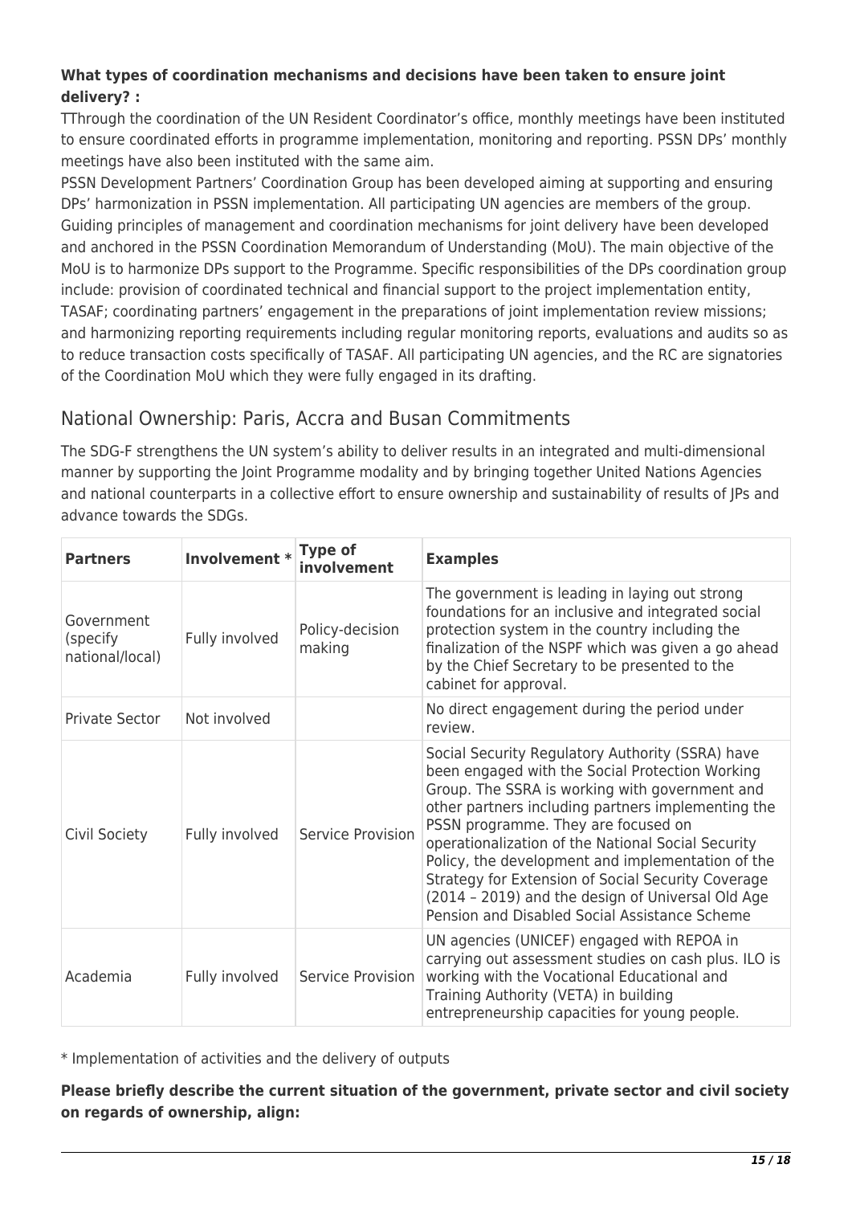**What types of coordination mechanisms and decisions have been taken to ensure joint delivery? :**

TThrough the coordination of the UN Resident Coordinator's office, monthly meetings have been instituted to ensure coordinated efforts in programme implementation, monitoring and reporting. PSSN DPs' monthly meetings have also been instituted with the same aim.

PSSN Development Partners' Coordination Group has been developed aiming at supporting and ensuring DPs' harmonization in PSSN implementation. All participating UN agencies are members of the group. Guiding principles of management and coordination mechanisms for joint delivery have been developed and anchored in the PSSN Coordination Memorandum of Understanding (MoU). The main objective of the MoU is to harmonize DPs support to the Programme. Specific responsibilities of the DPs coordination group include: provision of coordinated technical and financial support to the project implementation entity, TASAF; coordinating partners' engagement in the preparations of joint implementation review missions; and harmonizing reporting requirements including regular monitoring reports, evaluations and audits so as to reduce transaction costs specifically of TASAF. All participating UN agencies, and the RC are signatories of the Coordination MoU which they were fully engaged in its drafting.

## National Ownership: Paris, Accra and Busan Commitments

The SDG-F strengthens the UN system's ability to deliver results in an integrated and multi-dimensional manner by supporting the Joint Programme modality and by bringing together United Nations Agencies and national counterparts in a collective effort to ensure ownership and sustainability of results of JPs and advance towards the SDGs.

| Partners | Involvement * | Type of involvement | Examples |
|---|---|---|---|
| Government (specify national/local) | Fully involved | Policy-decision making | The government is leading in laying out strong foundations for an inclusive and integrated social protection system in the country including the finalization of the NSPF which was given a go ahead by the Chief Secretary to be presented to the cabinet for approval. |
| Private Sector | Not involved | | No direct engagement during the period under review. |
| Civil Society | Fully involved | Service Provision | Social Security Regulatory Authority (SSRA) have been engaged with the Social Protection Working Group. The SSRA is working with government and other partners including partners implementing the PSSN programme. They are focused on operationalization of the National Social Security Policy, the development and implementation of the Strategy for Extension of Social Security Coverage (2014 – 2019) and the design of Universal Old Age Pension and Disabled Social Assistance Scheme |
| Academia | Fully involved | Service Provision | UN agencies (UNICEF) engaged with REPOA in carrying out assessment studies on cash plus. ILO is working with the Vocational Educational and Training Authority (VETA) in building entrepreneurship capacities for young people. |

* Implementation of activities and the delivery of outputs

**Please briefly describe the current situation of the government, private sector and civil society on regards of ownership, align:**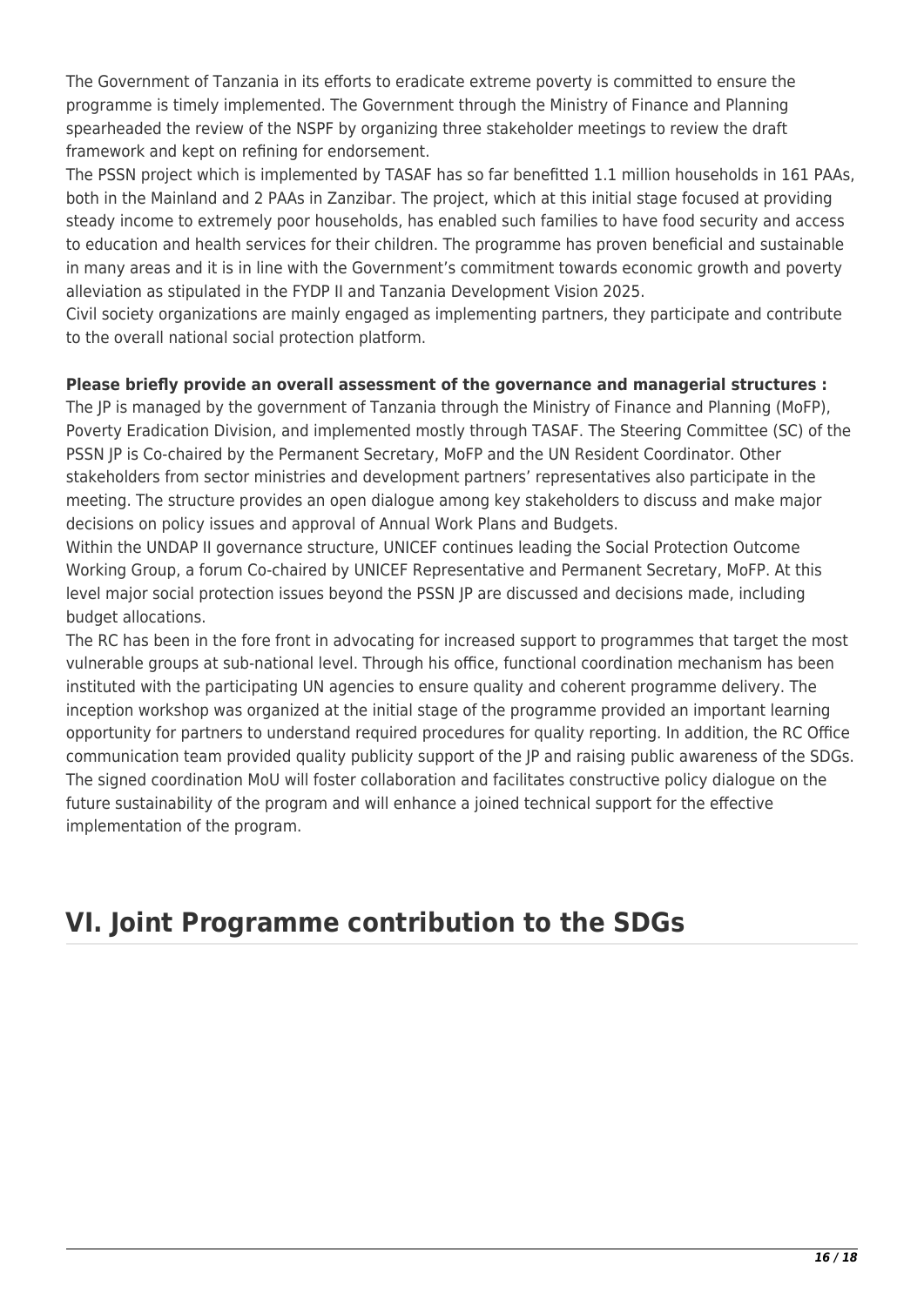The Government of Tanzania in its efforts to eradicate extreme poverty is committed to ensure the programme is timely implemented. The Government through the Ministry of Finance and Planning spearheaded the review of the NSPF by organizing three stakeholder meetings to review the draft framework and kept on refining for endorsement.

The PSSN project which is implemented by TASAF has so far benefitted 1.1 million households in 161 PAAs, both in the Mainland and 2 PAAs in Zanzibar. The project, which at this initial stage focused at providing steady income to extremely poor households, has enabled such families to have food security and access to education and health services for their children. The programme has proven beneficial and sustainable in many areas and it is in line with the Government's commitment towards economic growth and poverty alleviation as stipulated in the FYDP II and Tanzania Development Vision 2025.

Civil society organizations are mainly engaged as implementing partners, they participate and contribute to the overall national social protection platform.

**Please briefly provide an overall assessment of the governance and managerial structures :**

The JP is managed by the government of Tanzania through the Ministry of Finance and Planning (MoFP), Poverty Eradication Division, and implemented mostly through TASAF. The Steering Committee (SC) of the PSSN JP is Co-chaired by the Permanent Secretary, MoFP and the UN Resident Coordinator. Other stakeholders from sector ministries and development partners' representatives also participate in the meeting. The structure provides an open dialogue among key stakeholders to discuss and make major decisions on policy issues and approval of Annual Work Plans and Budgets.

Within the UNDAP II governance structure, UNICEF continues leading the Social Protection Outcome Working Group, a forum Co-chaired by UNICEF Representative and Permanent Secretary, MoFP. At this level major social protection issues beyond the PSSN JP are discussed and decisions made, including budget allocations.

The RC has been in the fore front in advocating for increased support to programmes that target the most vulnerable groups at sub-national level. Through his office, functional coordination mechanism has been instituted with the participating UN agencies to ensure quality and coherent programme delivery. The inception workshop was organized at the initial stage of the programme provided an important learning opportunity for partners to understand required procedures for quality reporting. In addition, the RC Office communication team provided quality publicity support of the JP and raising public awareness of the SDGs. The signed coordination MoU will foster collaboration and facilitates constructive policy dialogue on the future sustainability of the program and will enhance a joined technical support for the effective implementation of the program.

# VI. Joint Programme contribution to the SDGs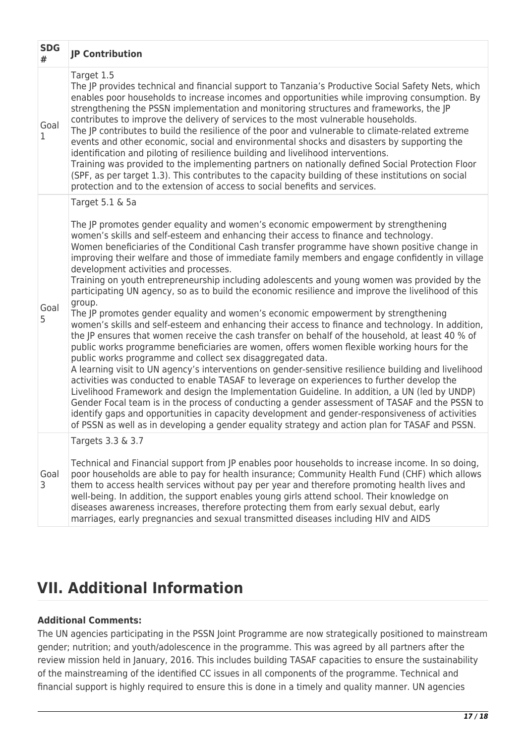| SDG # | JP Contribution |
|---|---|
| Goal 1 | Target 1.5<br>The JP provides technical and financial support to Tanzania's Productive Social Safety Nets, which enables poor households to increase incomes and opportunities while improving consumption. By strengthening the PSSN implementation and monitoring structures and frameworks, the JP contributes to improve the delivery of services to the most vulnerable households.<br>The JP contributes to build the resilience of the poor and vulnerable to climate-related extreme events and other economic, social and environmental shocks and disasters by supporting the identification and piloting of resilience building and livelihood interventions.<br>Training was provided to the implementing partners on nationally defined Social Protection Floor (SPF, as per target 1.3). This contributes to the capacity building of these institutions on social protection and to the extension of access to social benefits and services. |
| Goal 5 | Target 5.1 & 5a<br><br>The JP promotes gender equality and women's economic empowerment by strengthening women's skills and self-esteem and enhancing their access to finance and technology.<br>Women beneficiaries of the Conditional Cash transfer programme have shown positive change in improving their welfare and those of immediate family members and engage confidently in village development activities and processes.<br>Training on youth entrepreneurship including adolescents and young women was provided by the participating UN agency, so as to build the economic resilience and improve the livelihood of this group.<br>The JP promotes gender equality and women's economic empowerment by strengthening women's skills and self-esteem and enhancing their access to finance and technology. In addition, the JP ensures that women receive the cash transfer on behalf of the household, at least 40 % of public works programme beneficiaries are women, offers women flexible working hours for the public works programme and collect sex disaggregated data.<br>A learning visit to UN agency's interventions on gender-sensitive resilience building and livelihood activities was conducted to enable TASAF to leverage on experiences to further develop the Livelihood Framework and design the Implementation Guideline. In addition, a UN (led by UNDP) Gender Focal team is in the process of conducting a gender assessment of TASAF and the PSSN to identify gaps and opportunities in capacity development and gender-responsiveness of activities of PSSN as well as in developing a gender equality strategy and action plan for TASAF and PSSN. |
| Goal 3 | Targets 3.3 & 3.7<br><br>Technical and Financial support from JP enables poor households to increase income. In so doing, poor households are able to pay for health insurance; Community Health Fund (CHF) which allows them to access health services without pay per year and therefore promoting health lives and well-being. In addition, the support enables young girls attend school. Their knowledge on diseases awareness increases, therefore protecting them from early sexual debut, early marriages, early pregnancies and sexual transmitted diseases including HIV and AIDS |

# VII. Additional Information

**Additional Comments:**

The UN agencies participating in the PSSN Joint Programme are now strategically positioned to mainstream gender; nutrition; and youth/adolescence in the programme. This was agreed by all partners after the review mission held in January, 2016. This includes building TASAF capacities to ensure the sustainability of the mainstreaming of the identified CC issues in all components of the programme. Technical and financial support is highly required to ensure this is done in a timely and quality manner. UN agencies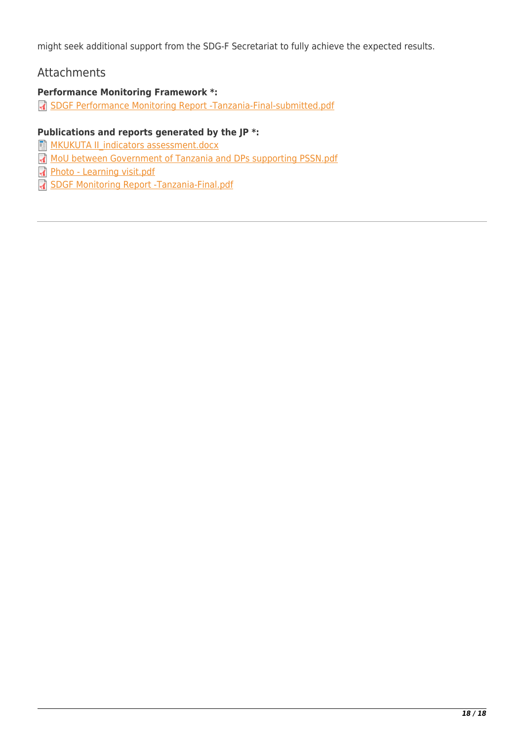might seek additional support from the SDG-F Secretariat to fully achieve the expected results.

## Attachments

**Performance Monitoring Framework *:**

SDGF Performance Monitoring Report -Tanzania-Final-submitted.pdf

**Publications and reports generated by the JP *:**

- MKUKUTA II_indicators assessment.docx
- MoU between Government of Tanzania and DPs supporting PSSN.pdf
- Photo - Learning visit.pdf
- SDGF Monitoring Report -Tanzania-Final.pdf